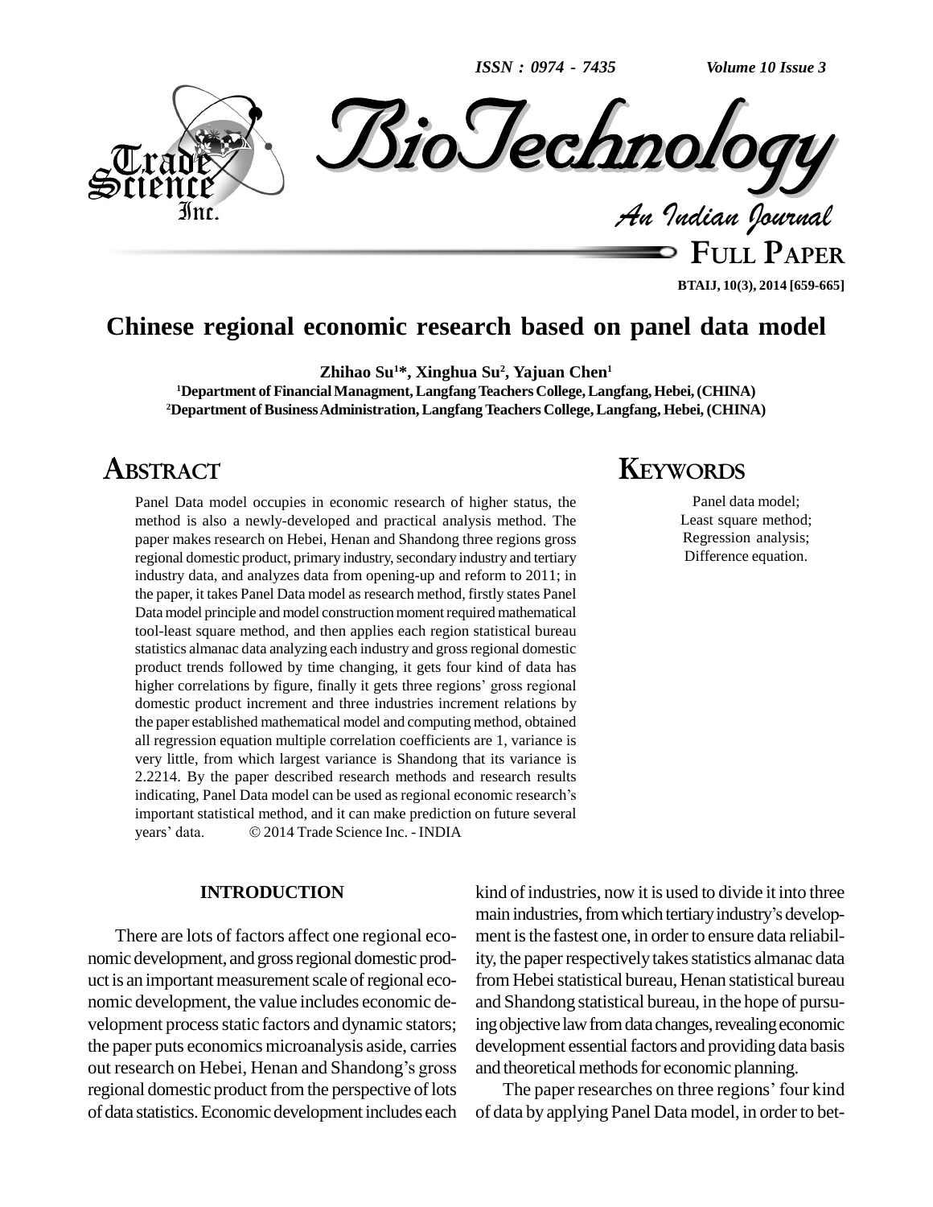# Chinese regional economic research based on panel data model

**Zhihao Su[1]*, Xinghua Su[2], Yajuan Chen[1]**

[1]Department of Financial Managment, Langfang Teachers College, Langfang, Hebei, (CHINA)

[2]Department of Business Administration, Langfang Teachers College, Langfang, Hebei, (CHINA)

## ABSTRACT

Panel Data model occupies in economic research of higher status, the method is also a newly-developed and practical analysis method. The paper makes research on Hebei, Henan and Shandong three regions gross regional domestic product, primary industry, secondary industry and tertiary industry data, and analyzes data from opening-up and reform to 2011; in the paper, it takes Panel Data model as research method, firstly states Panel Data model principle and model construction moment required mathematical tool-least square method, and then applies each region statistical bureau statistics almanac data analyzing each industry and gross regional domestic product trends followed by time changing, it gets four kind of data has higher correlations by figure, finally it gets three regions' gross regional domestic product increment and three industries increment relations by the paper established mathematical model and computing method, obtained all regression equation multiple correlation coefficients are 1, variance is very little, from which largest variance is Shandong that its variance is 2.2214. By the paper described research methods and research results indicating, Panel Data model can be used as regional economic research's important statistical method, and it can make prediction on future several years' data. © 2014 Trade Science Inc. - INDIA

## KEYWORDS

Panel data model;
Least square method;
Regression analysis;
Difference equation.

## INTRODUCTION

There are lots of factors affect one regional economic development, and gross regional domestic product is an important measurement scale of regional economic development, the value includes economic development process static factors and dynamic stators; the paper puts economics microanalysis aside, carries out research on Hebei, Henan and Shandong's gross regional domestic product from the perspective of lots of data statistics. Economic development includes each kind of industries, now it is used to divide it into three main industries, from which tertiary industry's development is the fastest one, in order to ensure data reliability, the paper respectively takes statistics almanac data from Hebei statistical bureau, Henan statistical bureau and Shandong statistical bureau, in the hope of pursuing objective law from data changes, revealing economic development essential factors and providing data basis and theoretical methods for economic planning.

The paper researches on three regions' four kind of data by applying Panel Data model, in order to bet-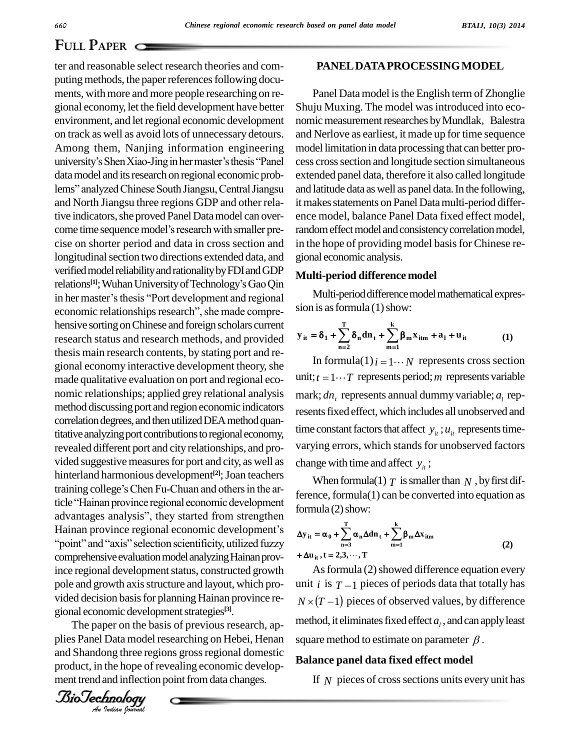ter and reasonable select research theories and computing methods, the paper references following documents, with more and more people researching on regional economy, let the field development have better environment, and let regional economic development on track as well as avoid lots of unnecessary detours. Among them, Nanjing information engineering university's Shen Xiao-Jing in her master's thesis "Panel data model and its research on regional economic problems" analyzed Chinese South Jiangsu, Central Jiangsu and North Jiangsu three regions GDP and other relative indicators, she proved Panel Data model can overcome time sequence model's research with smaller precise on shorter period and data in cross section and longitudinal section two directions extended data, and verified model reliability and rationality by FDI and GDP relations[1]; Wuhan University of Technology's Gao Qin in her master's thesis "Port development and regional economic relationships research", she made comprehensive sorting on Chinese and foreign scholars current research status and research methods, and provided thesis main research contents, by stating port and regional economy interactive development theory, she made qualitative evaluation on port and regional economic relationships; applied grey relational analysis method discussing port and region economic indicators correlation degrees, and then utilized DEA method quantitative analyzing port contributions to regional economy, revealed different port and city relationships, and provided suggestive measures for port and city, as well as hinterland harmonious development[2]; Joan teachers training college's Chen Fu-Chuan and others in the article "Hainan province regional economic development advantages analysis", they started from strengthen Hainan province regional economic development's "point" and "axis" selection scientificity, utilized fuzzy comprehensive evaluation model analyzing Hainan province regional development status, constructed growth pole and growth axis structure and layout, which provided decision basis for planning Hainan province regional economic development strategies[3].

The paper on the basis of previous research, applies Panel Data model researching on Hebei, Henan and Shandong three regions gross regional domestic product, in the hope of revealing economic development trend and inflection point from data changes.

## PANEL DATA PROCESSING MODEL

Panel Data model is the English term of Zhonglie Shuju Muxing. The model was introduced into economic measurement researches by Mundlak, Balestra and Nerlove as earliest, it made up for time sequence model limitation in data processing that can better process cross section and longitude section simultaneous extended panel data, therefore it also called longitude and latitude data as well as panel data. In the following, it makes statements on Panel Data multi-period difference model, balance Panel Data fixed effect model, random effect model and consistency correlation model, in the hope of providing model basis for Chinese regional economic analysis.

### Multi-period difference model

Multi-period difference model mathematical expression is as formula (1) show:

$$\mathbf{y}_{it} = \boldsymbol{\delta}_1 + \sum_{n=2}^{T} \boldsymbol{\delta}_n \mathbf{dn}_t + \sum_{m=1}^{k} \boldsymbol{\beta}_m \mathbf{x}_{itm} + \mathbf{a}_1 + \mathbf{u}_{it} \qquad (1)$$

In formula(1) $i = 1 \cdots N$ represents cross section unit; $t = 1 \cdots T$ represents period; $m$ represents variable mark; $dn_t$ represents annual dummy variable; $a_i$ represents fixed effect, which includes all unobserved and time constant factors that affect $y_{it}$; $u_{it}$ represents time-varying errors, which stands for unobserved factors change with time and affect $y_{it}$;

When formula(1) $T$ is smaller than $N$, by first difference, formula(1) can be converted into equation as formula (2) show:

$$\begin{aligned} \Delta \mathbf{y}_{it} &= \boldsymbol{\alpha}_0 + \sum_{n=3}^{T} \boldsymbol{\alpha}_n \Delta \mathbf{dn}_t + \sum_{m=1}^{k} \boldsymbol{\beta}_m \Delta \mathbf{x}_{itm} \\ &+ \Delta \mathbf{u}_{it}, \mathbf{t} = 2, 3, \cdots, \mathbf{T} \end{aligned} \qquad (2)$$

As formula (2) showed difference equation every unit $i$ is $T-1$ pieces of periods data that totally has $N \times (T-1)$ pieces of observed values, by difference method, it eliminates fixed effect $a_i$, and can apply least square method to estimate on parameter $\beta$.

### Balance panel data fixed effect model

If $N$ pieces of cross sections units every unit has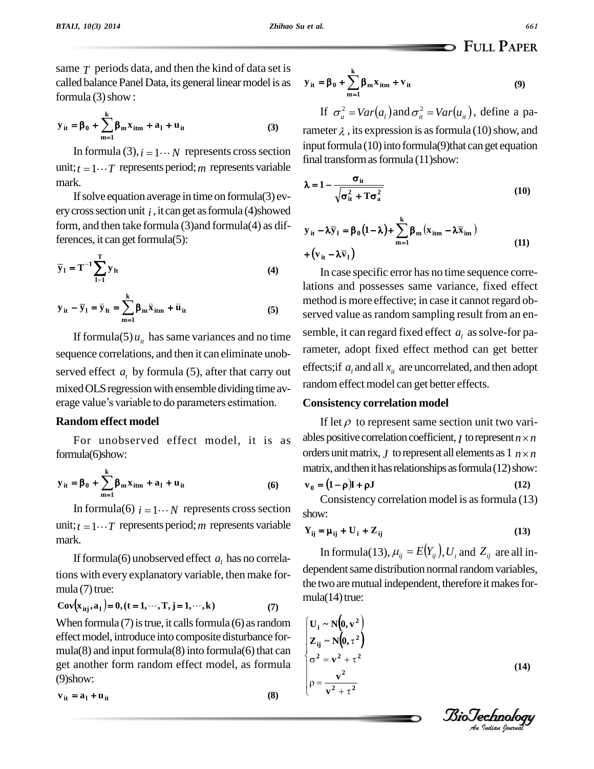same $T$ periods data, and then the kind of data set is called balance Panel Data, its general linear model is as formula (3) show:

$$\mathbf{y_{it} = \beta_0 + \sum_{m=1}^{k} \beta_m x_{itm} + a_l + u_{it}} \tag{3}$$

In formula (3), $i = 1 \cdots N$ represents cross section unit; $t = 1 \cdots T$ represents period; $m$ represents variable mark.

If solve equation average in time on formula(3) every cross section unit $i$, it can get as formula (4)showed form, and then take formula (3)and formula(4) as differences, it can get formula(5):

$$\mathbf{\bar{y}_l = T^{-1} \sum_{l=1}^{T} y_{lt}} \tag{4}$$

$$\mathbf{y_{it} - \bar{y}_l = \ddot{y}_{lt} = \sum_{m=1}^{k} \beta_m \ddot{x}_{itm} + \ddot{u}_{it}} \tag{5}$$

If formula(5) $u_{it}$ has same variances and no time sequence correlations, and then it can eliminate unobserved effect $a_t$ by formula (5), after that carry out mixed OLS regression with ensemble dividing time average value's variable to do parameters estimation.

**Random effect model**

For unobserved effect model, it is as formula(6)show:

$$\mathbf{y_{it} = \beta_0 + \sum_{m=1}^{k} \beta_m x_{itm} + a_l + u_{it}} \tag{6}$$

In formula(6) $i = 1 \cdots N$ represents cross section unit; $t = 1 \cdots T$ represents period; $m$ represents variable mark.

If formula(6) unobserved effect $a_l$ has no correlations with every explanatory variable, then make formula (7) true:

$$\mathbf{Cov(x_{itj}, a_l) = 0, (t = 1, \cdots, T, j = 1, \cdots, k)} \tag{7}$$

When formula (7) is true, it calls formula (6) as random effect model, introduce into composite disturbance formula(8) and input formula(8) into formula(6) that can get another form random effect model, as formula (9)show:

$$\mathbf{v_{it} = a_l + u_{it}} \tag{8}$$

$$\mathbf{y_{it} = \beta_0 + \sum_{m=1}^{k} \beta_m x_{itm} + v_{it}} \tag{9}$$

If $\sigma_a^2 = Var(a_l)$ and $\sigma_{it}^2 = Var(u_{it})$, define a parameter $\lambda$, its expression is as formula (10) show, and input formula (10) into formula(9)that can get equation final transform as formula (11)show:

$$\mathbf{\lambda = 1 - \frac{\sigma_{it}}{\sqrt{\sigma_{it}^2 + T\sigma_a^2}}} \tag{10}$$

$$\mathbf{y_{it} - \lambda\bar{y}_l = \beta_0(1-\lambda) + \sum_{m=1}^{k} \beta_m (x_{itm} - \lambda\bar{x}_{im}) + (v_{it} - \lambda\bar{v}_l)} \tag{11}$$

In case specific error has no time sequence correlations and possesses same variance, fixed effect method is more effective; in case it cannot regard observed value as random sampling result from an ensemble, it can regard fixed effect $a_l$ as solve-for parameter, adopt fixed effect method can get better effects;if $a_l$ and all $x_{it}$ are uncorrelated, and then adopt random effect model can get better effects.

**Consistency correlation model**

If let $\rho$ to represent same section unit two variables positive correlation coefficient, $I$ to represent $n \times n$ orders unit matrix, $J$ to represent all elements as 1 $n \times n$ matrix, and then it has relationships as formula (12) show:

$$\mathbf{v_0 = (1-\rho)I + \rho J} \tag{12}$$

Consistency correlation model is as formula (13) show:

$$\mathbf{Y_{ij} = \mu_{ij} + U_i + Z_{ij}} \tag{13}$$

In formula(13), $\mu_{ij} = E(Y_{ij})$, $U_i$ and $Z_{ij}$ are all independent same distribution normal random variables, the two are mutual independent, therefore it makes formula(14) true:

$$\begin{cases} \mathbf{U_i \sim N(0, v^2)} \\ \mathbf{Z_{ij} \sim N(0, \tau^2)} \\ \sigma^2 = \mathbf{v}^2 + \tau^2 \\ \rho = \dfrac{\mathbf{v}^2}{\mathbf{v}^2 + \tau^2} \end{cases} \tag{14}$$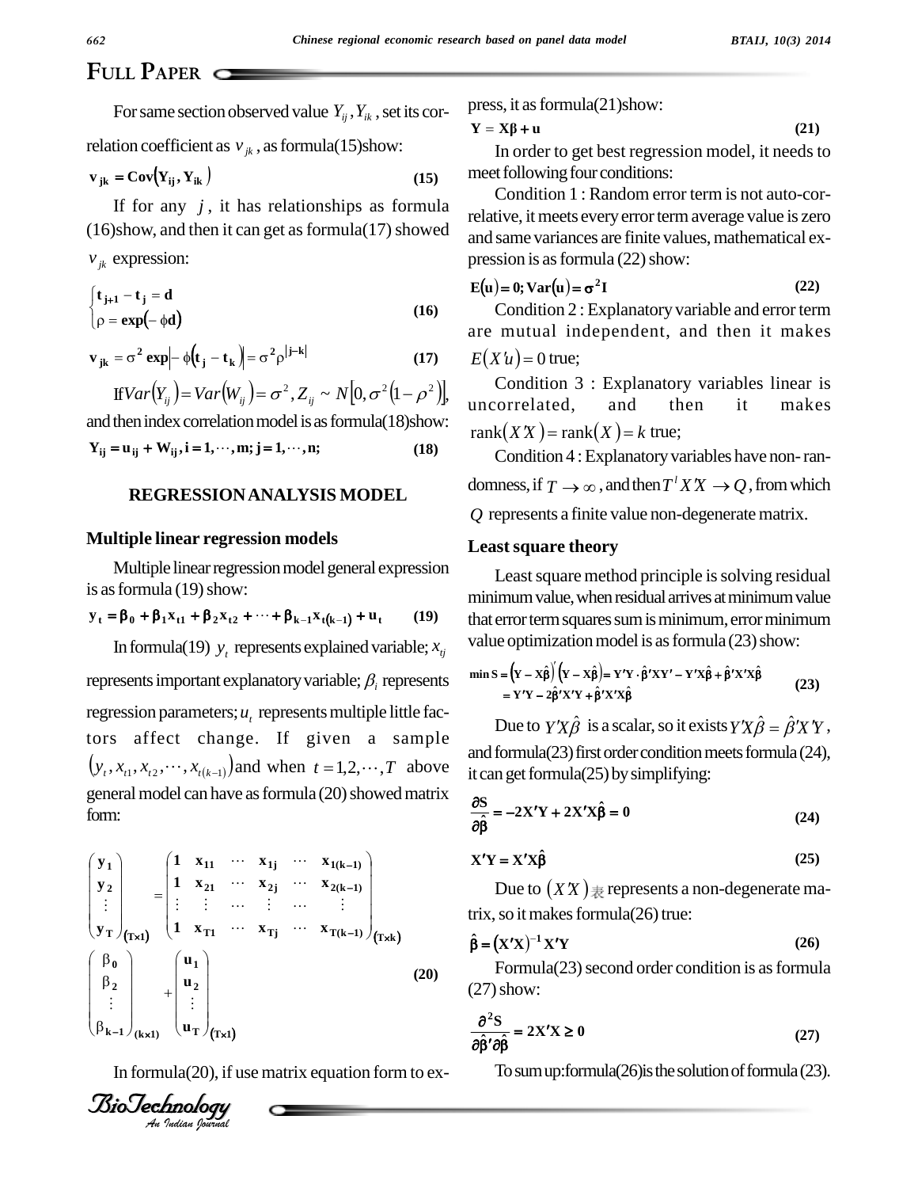## Full Paper

For same section observed value $Y_{ij}, Y_{ik}$, set its correlation coefficient as $v_{jk}$, as formula(15)show:

$$\mathbf{v_{jk} = Cov(Y_{ij}, Y_{ik})} \tag{15}$$

If for any $j$, it has relationships as formula (16)show, and then it can get as formula(17) showed $v_{jk}$ expression:

$$\begin{cases} \mathbf{t_{j+1} - t_j = d} \\ \rho = \mathbf{exp}(-\phi \mathbf{d}) \end{cases} \tag{16}$$

$$\mathbf{v_{jk}} = \sigma^2 \mathbf{exp}\left|-\phi(\mathbf{t_j - t_k})\right| = \sigma^2 \rho^{|\mathbf{j-k}|} \tag{17}$$

If $Var(Y_{ij}) = Var(W_{ij}) = \sigma^2, Z_{ij} \sim N[0, \sigma^2(1-\rho^2)]$, and then index correlation model is as formula(18)show:

$$\mathbf{Y_{ij} = u_{ij} + W_{ij}, i = 1, \cdots, m; j = 1, \cdots, n;} \tag{18}$$

## REGRESSION ANALYSIS MODEL

### Multiple linear regression models

Multiple linear regression model general expression is as formula (19) show:

$$\mathbf{y_t = \beta_0 + \beta_1 x_{t1} + \beta_2 x_{t2} + \cdots + \beta_{k-1} x_{t(k-1)} + u_t} \tag{19}$$

In formula(19) $y_t$ represents explained variable; $x_{tj}$ represents important explanatory variable; $\beta_i$ represents regression parameters; $u_t$ represents multiple little factors affect change. If given a sample $(y_t, x_{t1}, x_{t2}, \cdots, x_{t(k-1)})$ and when $t = 1,2,\cdots,T$ above general model can have as formula (20) showed matrix form:

$$\begin{pmatrix} \mathbf{y_1} \\ \mathbf{y_2} \\ \vdots \\ \mathbf{y_T} \end{pmatrix}_{(\mathbf{T\times1})} = \begin{pmatrix} \mathbf{1} & \mathbf{x_{11}} & \cdots & \mathbf{x_{1j}} & \cdots & \mathbf{x_{1(k-1)}} \\ \mathbf{1} & \mathbf{x_{21}} & \cdots & \mathbf{x_{2j}} & \cdots & \mathbf{x_{2(k-1)}} \\ \vdots & \vdots & \cdots & \vdots & \cdots & \vdots \\ \mathbf{1} & \mathbf{x_{T1}} & \cdots & \mathbf{x_{Tj}} & \cdots & \mathbf{x_{T(k-1)}} \end{pmatrix}_{(\mathbf{T\times k})} \begin{pmatrix} \beta_0 \\ \beta_2 \\ \vdots \\ \beta_{k-1} \end{pmatrix}_{(\mathbf{k\times1})} + \begin{pmatrix} \mathbf{u_1} \\ \mathbf{u_2} \\ \vdots \\ \mathbf{u_T} \end{pmatrix}_{(\mathbf{T\times1})} \tag{20}$$

In formula(20), if use matrix equation form to express, it as formula(21)show:

$$\mathbf{Y = X\beta + u} \tag{21}$$

In order to get best regression model, it needs to meet following four conditions:

Condition 1 : Random error term is not auto-correlative, it meets every error term average value is zero and same variances are finite values, mathematical expression is as formula (22) show:

$$\mathbf{E(u) = 0; Var(u) = \sigma^2 I} \tag{22}$$

Condition 2 : Explanatory variable and error term are mutual independent, and then it makes $E(X'u) = 0$ true;

Condition 3 : Explanatory variables linear is uncorrelated, and then it makes $\text{rank}(X'X) = \text{rank}(X) = k$ true;

Condition 4 : Explanatory variables have non-randomness, if $T \to \infty$, and then $T^l X'X \to Q$, from which $Q$ represents a finite value non-degenerate matrix.

### Least square theory

Least square method principle is solving residual minimum value, when residual arrives at minimum value that error term squares sum is minimum, error minimum value optimization model is as formula (23) show:

$$\begin{aligned} \min \mathbf{S} &= (\mathbf{Y - X\hat{\beta}})'(\mathbf{Y - X\hat{\beta}}) = \mathbf{Y'Y \cdot \hat{\beta}'XY' - Y'X\hat{\beta} + \hat{\beta}'X'X\hat{\beta}} \\ &= \mathbf{Y'Y - 2\hat{\beta}'X'Y + \hat{\beta}'X'X\hat{\beta}} \end{aligned} \tag{23}$$

Due to $Y'X\hat{\beta}$ is a scalar, so it exists $Y'X\hat{\beta} = \hat{\beta}'X'Y$, and formula(23) first order condition meets formula (24), it can get formula(25) by simplifying:

$$\frac{\partial \mathbf{S}}{\partial \hat{\beta}} = \mathbf{-2X'Y + 2X'X\hat{\beta} = 0} \tag{24}$$

$$\mathbf{X'Y = X'X\hat{\beta}} \tag{25}$$

Due to $(X'X)_{表}$ represents a non-degenerate matrix, so it makes formula(26) true:

$$\hat{\beta} = \mathbf{(X'X)^{-1}X'Y} \tag{26}$$

Formula(23) second order condition is as formula (27) show:

$$\frac{\partial^2 \mathbf{S}}{\partial \hat{\beta}' \partial \hat{\beta}} = \mathbf{2X'X \geq 0} \tag{27}$$

To sum up:formula(26)is the solution of formula (23).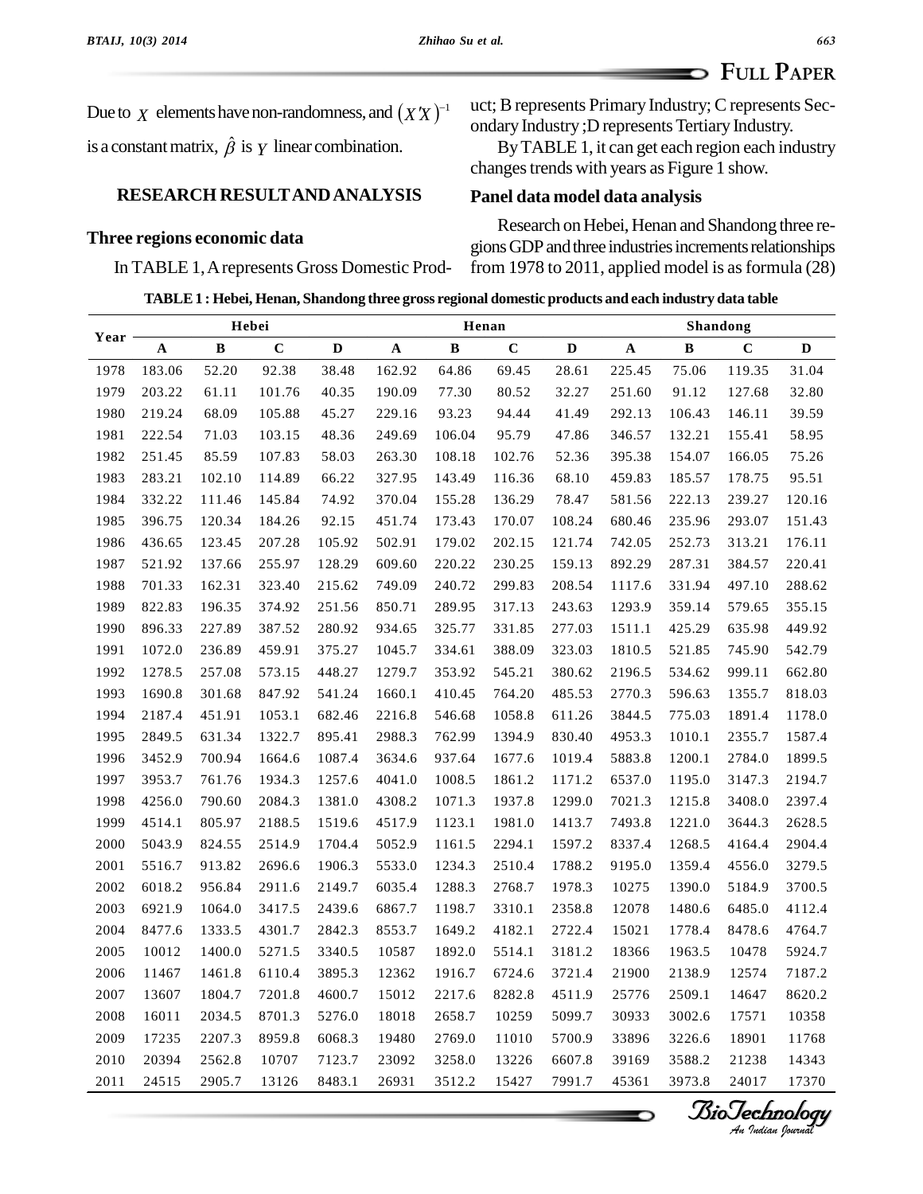Due to $X$ elements have non-randomness, and $(X'X)^{-1}$ is a constant matrix, $\hat{\beta}$ is $Y$ linear combination.

## RESEARCH RESULT AND ANALYSIS

### Three regions economic data

In TABLE 1, A represents Gross Domestic Product; B represents Primary Industry; C represents Secondary Industry ;D represents Tertiary Industry.

By TABLE 1, it can get each region each industry changes trends with years as Figure 1 show.

### Panel data model data analysis

Research on Hebei, Henan and Shandong three regions GDP and three industries increments relationships from 1978 to 2011, applied model is as formula (28)

**TABLE 1 : Hebei, Henan, Shandong three gross regional domestic products and each industry data table**

| Year | Hebei | | | | Henan | | | | Shandong | | | |
|---|---|---|---|---|---|---|---|---|---|---|---|---|
| | A | B | C | D | A | B | C | D | A | B | C | D |
| 1978 | 183.06 | 52.20 | 92.38 | 38.48 | 162.92 | 64.86 | 69.45 | 28.61 | 225.45 | 75.06 | 119.35 | 31.04 |
| 1979 | 203.22 | 61.11 | 101.76 | 40.35 | 190.09 | 77.30 | 80.52 | 32.27 | 251.60 | 91.12 | 127.68 | 32.80 |
| 1980 | 219.24 | 68.09 | 105.88 | 45.27 | 229.16 | 93.23 | 94.44 | 41.49 | 292.13 | 106.43 | 146.11 | 39.59 |
| 1981 | 222.54 | 71.03 | 103.15 | 48.36 | 249.69 | 106.04 | 95.79 | 47.86 | 346.57 | 132.21 | 155.41 | 58.95 |
| 1982 | 251.45 | 85.59 | 107.83 | 58.03 | 263.30 | 108.18 | 102.76 | 52.36 | 395.38 | 154.07 | 166.05 | 75.26 |
| 1983 | 283.21 | 102.10 | 114.89 | 66.22 | 327.95 | 143.49 | 116.36 | 68.10 | 459.83 | 185.57 | 178.75 | 95.51 |
| 1984 | 332.22 | 111.46 | 145.84 | 74.92 | 370.04 | 155.28 | 136.29 | 78.47 | 581.56 | 222.13 | 239.27 | 120.16 |
| 1985 | 396.75 | 120.34 | 184.26 | 92.15 | 451.74 | 173.43 | 170.07 | 108.24 | 680.46 | 235.96 | 293.07 | 151.43 |
| 1986 | 436.65 | 123.45 | 207.28 | 105.92 | 502.91 | 179.02 | 202.15 | 121.74 | 742.05 | 252.73 | 313.21 | 176.11 |
| 1987 | 521.92 | 137.66 | 255.97 | 128.29 | 609.60 | 220.22 | 230.25 | 159.13 | 892.29 | 287.31 | 384.57 | 220.41 |
| 1988 | 701.33 | 162.31 | 323.40 | 215.62 | 749.09 | 240.72 | 299.83 | 208.54 | 1117.6 | 331.94 | 497.10 | 288.62 |
| 1989 | 822.83 | 196.35 | 374.92 | 251.56 | 850.71 | 289.95 | 317.13 | 243.63 | 1293.9 | 359.14 | 579.65 | 355.15 |
| 1990 | 896.33 | 227.89 | 387.52 | 280.92 | 934.65 | 325.77 | 331.85 | 277.03 | 1511.1 | 425.29 | 635.98 | 449.92 |
| 1991 | 1072.0 | 236.89 | 459.91 | 375.27 | 1045.7 | 334.61 | 388.09 | 323.03 | 1810.5 | 521.85 | 745.90 | 542.79 |
| 1992 | 1278.5 | 257.08 | 573.15 | 448.27 | 1279.7 | 353.92 | 545.21 | 380.62 | 2196.5 | 534.62 | 999.11 | 662.80 |
| 1993 | 1690.8 | 301.68 | 847.92 | 541.24 | 1660.1 | 410.45 | 764.20 | 485.53 | 2770.3 | 596.63 | 1355.7 | 818.03 |
| 1994 | 2187.4 | 451.91 | 1053.1 | 682.46 | 2216.8 | 546.68 | 1058.8 | 611.26 | 3844.5 | 775.03 | 1891.4 | 1178.0 |
| 1995 | 2849.5 | 631.34 | 1322.7 | 895.41 | 2988.3 | 762.99 | 1394.9 | 830.40 | 4953.3 | 1010.1 | 2355.7 | 1587.4 |
| 1996 | 3452.9 | 700.94 | 1664.6 | 1087.4 | 3634.6 | 937.64 | 1677.6 | 1019.4 | 5883.8 | 1200.1 | 2784.0 | 1899.5 |
| 1997 | 3953.7 | 761.76 | 1934.3 | 1257.6 | 4041.0 | 1008.5 | 1861.2 | 1171.2 | 6537.0 | 1195.0 | 3147.3 | 2194.7 |
| 1998 | 4256.0 | 790.60 | 2084.3 | 1381.0 | 4308.2 | 1071.3 | 1937.8 | 1299.0 | 7021.3 | 1215.8 | 3408.0 | 2397.4 |
| 1999 | 4514.1 | 805.97 | 2188.5 | 1519.6 | 4517.9 | 1123.1 | 1981.0 | 1413.7 | 7493.8 | 1221.0 | 3644.3 | 2628.5 |
| 2000 | 5043.9 | 824.55 | 2514.9 | 1704.4 | 5052.9 | 1161.5 | 2294.1 | 1597.2 | 8337.4 | 1268.5 | 4164.4 | 2904.4 |
| 2001 | 5516.7 | 913.82 | 2696.6 | 1906.3 | 5533.0 | 1234.3 | 2510.4 | 1788.2 | 9195.0 | 1359.4 | 4556.0 | 3279.5 |
| 2002 | 6018.2 | 956.84 | 2911.6 | 2149.7 | 6035.4 | 1288.3 | 2768.7 | 1978.3 | 10275 | 1390.0 | 5184.9 | 3700.5 |
| 2003 | 6921.9 | 1064.0 | 3417.5 | 2439.6 | 6867.7 | 1198.7 | 3310.1 | 2358.8 | 12078 | 1480.6 | 6485.0 | 4112.4 |
| 2004 | 8477.6 | 1333.5 | 4301.7 | 2842.3 | 8553.7 | 1649.2 | 4182.1 | 2722.4 | 15021 | 1778.4 | 8478.6 | 4764.7 |
| 2005 | 10012 | 1400.0 | 5271.5 | 3340.5 | 10587 | 1892.0 | 5514.1 | 3181.2 | 18366 | 1963.5 | 10478 | 5924.7 |
| 2006 | 11467 | 1461.8 | 6110.4 | 3895.3 | 12362 | 1916.7 | 6724.6 | 3721.4 | 21900 | 2138.9 | 12574 | 7187.2 |
| 2007 | 13607 | 1804.7 | 7201.8 | 4600.7 | 15012 | 2217.6 | 8282.8 | 4511.9 | 25776 | 2509.1 | 14647 | 8620.2 |
| 2008 | 16011 | 2034.5 | 8701.3 | 5276.0 | 18018 | 2658.7 | 10259 | 5099.7 | 30933 | 3002.6 | 17571 | 10358 |
| 2009 | 17235 | 2207.3 | 8959.8 | 6068.3 | 19480 | 2769.0 | 11010 | 5700.9 | 33896 | 3226.6 | 18901 | 11768 |
| 2010 | 20394 | 2562.8 | 10707 | 7123.7 | 23092 | 3258.0 | 13226 | 6607.8 | 39169 | 3588.2 | 21238 | 14343 |
| 2011 | 24515 | 2905.7 | 13126 | 8483.1 | 26931 | 3512.2 | 15427 | 7991.7 | 45361 | 3973.8 | 24017 | 17370 |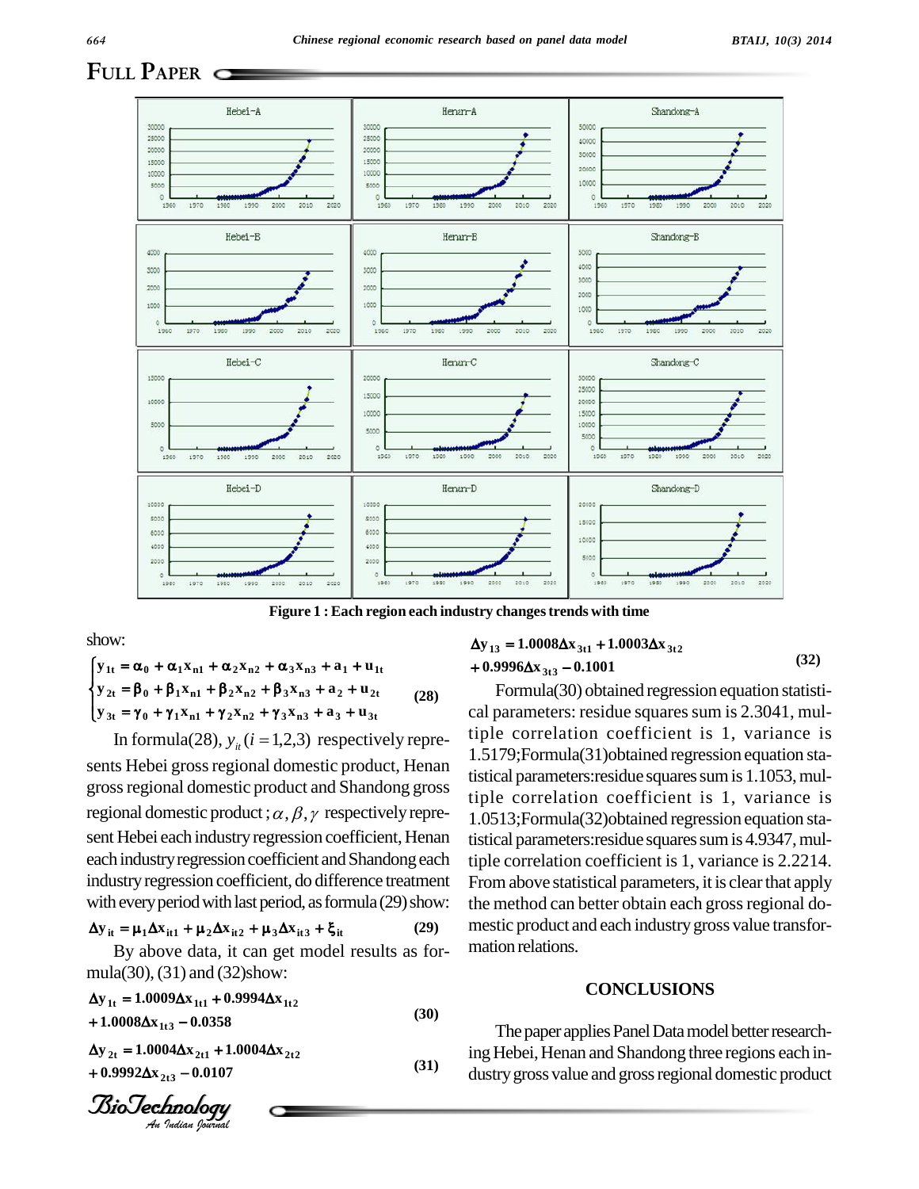Figure 1 : Each region each industry changes trends with time

show:

$$
\begin{cases}
y_{1t} = \alpha_0 + \alpha_1 x_{n1} + \alpha_2 x_{n2} + \alpha_3 x_{n3} + a_1 + u_{1t} \\
y_{2t} = \beta_0 + \beta_1 x_{n1} + \beta_2 x_{n2} + \beta_3 x_{n3} + a_2 + u_{2t} \\
y_{3t} = \gamma_0 + \gamma_1 x_{n1} + \gamma_2 x_{n2} + \gamma_3 x_{n3} + a_3 + u_{3t}
\end{cases} \tag{28}
$$

In formula(28), $y_{it}(i=1,2,3)$ respectively represents Hebei gross regional domestic product, Henan gross regional domestic product and Shandong gross regional domestic product ; $\alpha, \beta, \gamma$ respectively represent Hebei each industry regression coefficient, Henan each industry regression coefficient and Shandong each industry regression coefficient, do difference treatment with every period with last period, as formula (29) show:

$$
\Delta y_{it} = \mu_1 \Delta x_{it1} + \mu_2 \Delta x_{it2} + \mu_3 \Delta x_{it3} + \xi_{it} \tag{29}
$$

By above data, it can get model results as formula(30), (31) and (32)show:

$$
\Delta y_{1t} = 1.0009 \Delta x_{1t1} + 0.9994 \Delta x_{1t2} + 1.0008 \Delta x_{1t3} - 0.0358 \tag{30}
$$

$$
\Delta y_{2t} = 1.0004 \Delta x_{2t1} + 1.0004 \Delta x_{2t2} + 0.9992 \Delta x_{2t3} - 0.0107 \tag{31}
$$

$$
\Delta y_{13} = 1.0008 \Delta x_{3t1} + 1.0003 \Delta x_{3t2} + 0.9996 \Delta x_{3t3} - 0.1001 \tag{32}
$$

Formula(30) obtained regression equation statistical parameters: residue squares sum is 2.3041, multiple correlation coefficient is 1, variance is 1.5179;Formula(31)obtained regression equation statistical parameters:residue squares sum is 1.1053, multiple correlation coefficient is 1, variance is 1.0513;Formula(32)obtained regression equation statistical parameters:residue squares sum is 4.9347, multiple correlation coefficient is 1, variance is 2.2214. From above statistical parameters, it is clear that apply the method can better obtain each gross regional domestic product and each industry gross value transformation relations.

## CONCLUSIONS

The paper applies Panel Data model better researching Hebei, Henan and Shandong three regions each industry gross value and gross regional domestic product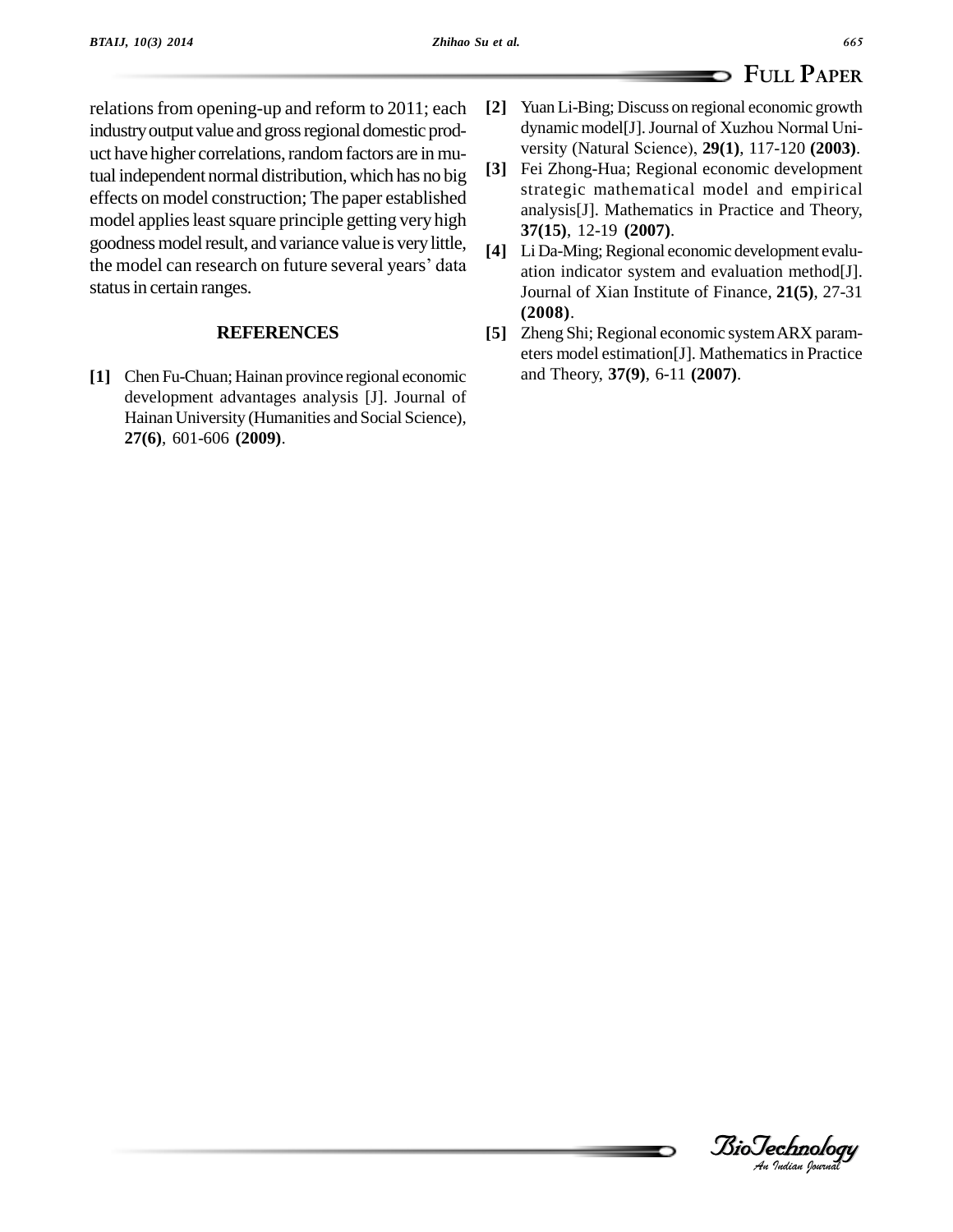relations from opening-up and reform to 2011; each industry output value and gross regional domestic product have higher correlations, random factors are in mutual independent normal distribution, which has no big effects on model construction; The paper established model applies least square principle getting very high goodness model result, and variance value is very little, the model can research on future several years' data status in certain ranges.

## REFERENCES

**[1]** Chen Fu-Chuan; Hainan province regional economic development advantages analysis [J]. Journal of Hainan University (Humanities and Social Science), **27(6)**, 601-606 **(2009)**.

**[2]** Yuan Li-Bing; Discuss on regional economic growth dynamic model[J]. Journal of Xuzhou Normal University (Natural Science), **29(1)**, 117-120 **(2003)**.

**[3]** Fei Zhong-Hua; Regional economic development strategic mathematical model and empirical analysis[J]. Mathematics in Practice and Theory, **37(15)**, 12-19 **(2007)**.

**[4]** Li Da-Ming; Regional economic development evaluation indicator system and evaluation method[J]. Journal of Xian Institute of Finance, **21(5)**, 27-31 **(2008)**.

**[5]** Zheng Shi; Regional economic system ARX parameters model estimation[J]. Mathematics in Practice and Theory, **37(9)**, 6-11 **(2007)**.